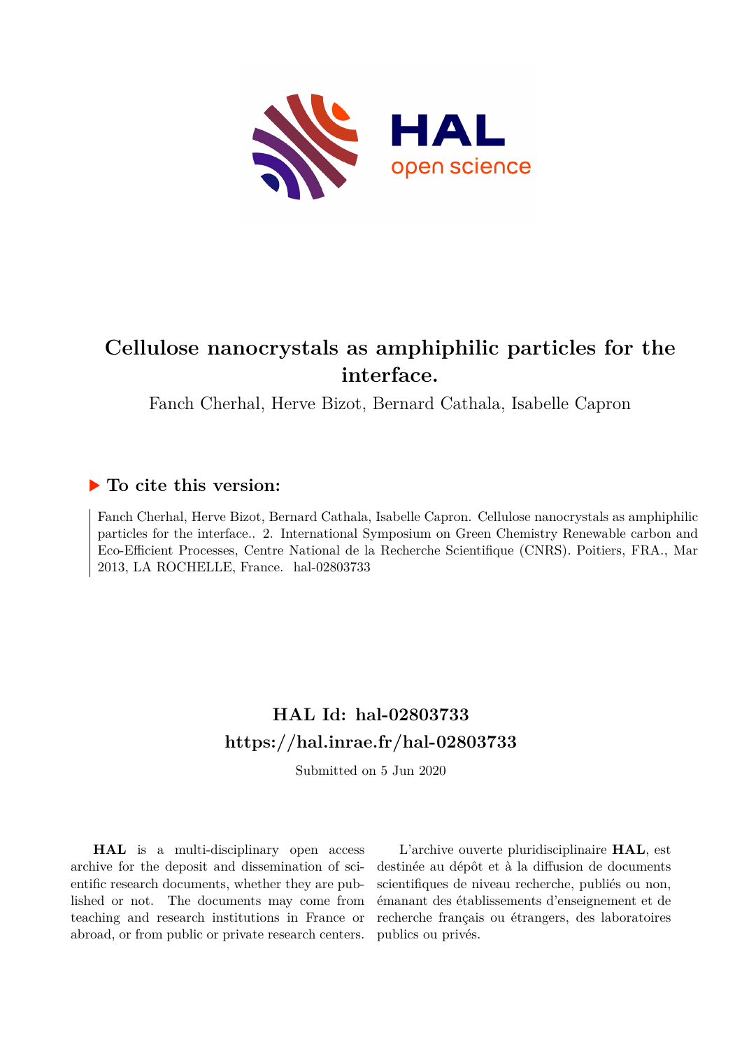# Cellulose nanocrystals as amphiphilic particles for the interface.

Fanch Cherhal, Herve Bizot, Bernard Cathala, Isabelle Capron

## ▶ To cite this version:

Fanch Cherhal, Herve Bizot, Bernard Cathala, Isabelle Capron. Cellulose nanocrystals as amphiphilic particles for the interface.. 2. International Symposium on Green Chemistry Renewable carbon and Eco-Efficient Processes, Centre National de la Recherche Scientifique (CNRS). Poitiers, FRA., Mar 2013, LA ROCHELLE, France. hal-02803733

## HAL Id: hal-02803733
## https://hal.inrae.fr/hal-02803733

Submitted on 5 Jun 2020

**HAL** is a multi-disciplinary open access archive for the deposit and dissemination of scientific research documents, whether they are published or not. The documents may come from teaching and research institutions in France or abroad, or from public or private research centers.

L'archive ouverte pluridisciplinaire **HAL**, est destinée au dépôt et à la diffusion de documents scientifiques de niveau recherche, publiés ou non, émanant des établissements d'enseignement et de recherche français ou étrangers, des laboratoires publics ou privés.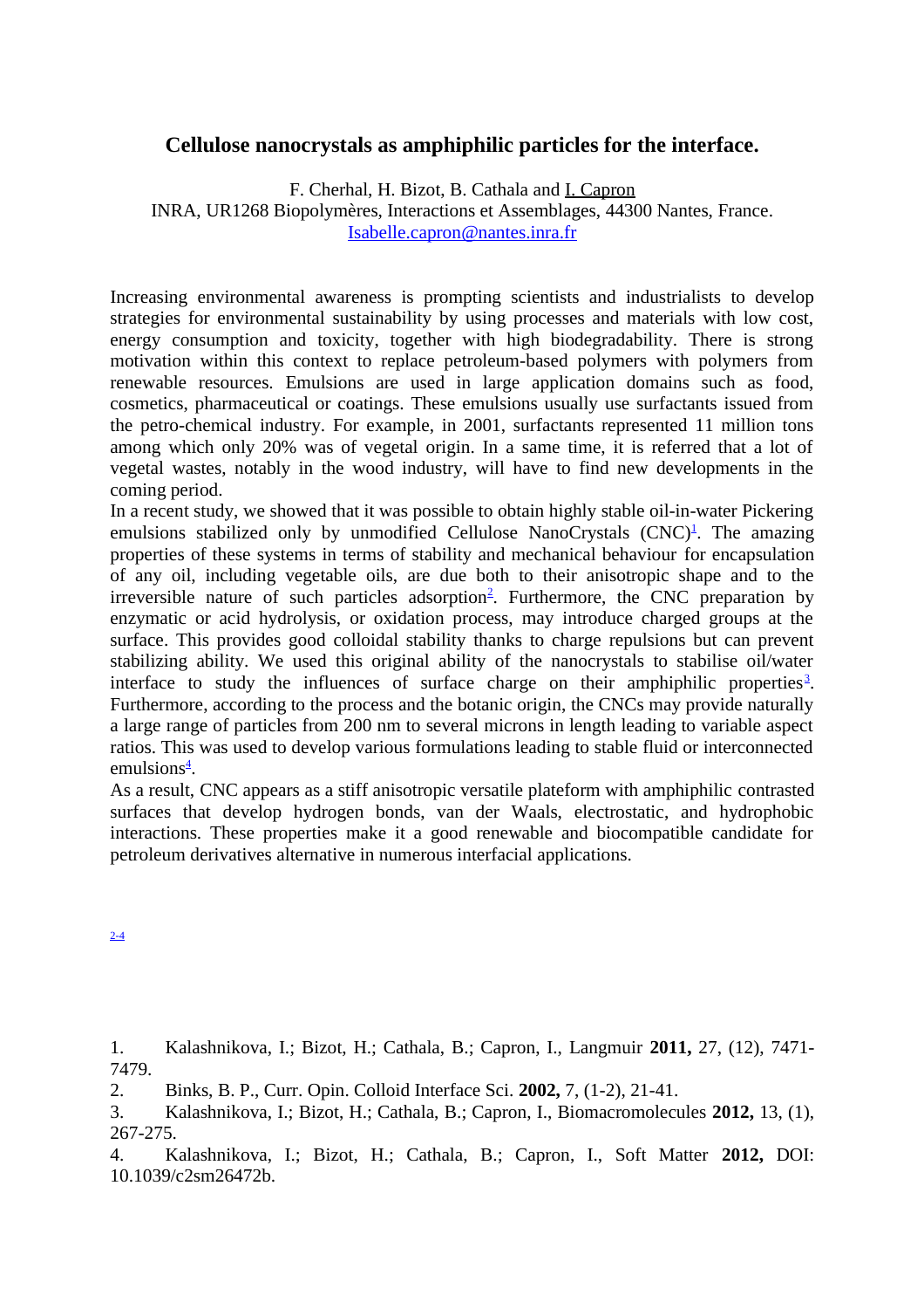# Cellulose nanocrystals as amphiphilic particles for the interface.

F. Cherhal, H. Bizot, B. Cathala and I. Capron
INRA, UR1268 Biopolymères, Interactions et Assemblages, 44300 Nantes, France.
Isabelle.capron@nantes.inra.fr

Increasing environmental awareness is prompting scientists and industrialists to develop strategies for environmental sustainability by using processes and materials with low cost, energy consumption and toxicity, together with high biodegradability. There is strong motivation within this context to replace petroleum-based polymers with polymers from renewable resources. Emulsions are used in large application domains such as food, cosmetics, pharmaceutical or coatings. These emulsions usually use surfactants issued from the petro-chemical industry. For example, in 2001, surfactants represented 11 million tons among which only 20% was of vegetal origin. In a same time, it is referred that a lot of vegetal wastes, notably in the wood industry, will have to find new developments in the coming period.
In a recent study, we showed that it was possible to obtain highly stable oil-in-water Pickering emulsions stabilized only by unmodified Cellulose NanoCrystals (CNC)[1]. The amazing properties of these systems in terms of stability and mechanical behaviour for encapsulation of any oil, including vegetable oils, are due both to their anisotropic shape and to the irreversible nature of such particles adsorption[2]. Furthermore, the CNC preparation by enzymatic or acid hydrolysis, or oxidation process, may introduce charged groups at the surface. This provides good colloidal stability thanks to charge repulsions but can prevent stabilizing ability. We used this original ability of the nanocrystals to stabilise oil/water interface to study the influences of surface charge on their amphiphilic properties[3]. Furthermore, according to the process and the botanic origin, the CNCs may provide naturally a large range of particles from 200 nm to several microns in length leading to variable aspect ratios. This was used to develop various formulations leading to stable fluid or interconnected emulsions[4].
As a result, CNC appears as a stiff anisotropic versatile plateform with amphiphilic contrasted surfaces that develop hydrogen bonds, van der Waals, electrostatic, and hydrophobic interactions. These properties make it a good renewable and biocompatible candidate for petroleum derivatives alternative in numerous interfacial applications.

2-4

1. Kalashnikova, I.; Bizot, H.; Cathala, B.; Capron, I., Langmuir **2011,** 27, (12), 7471-7479.
2. Binks, B. P., Curr. Opin. Colloid Interface Sci. **2002,** 7, (1-2), 21-41.
3. Kalashnikova, I.; Bizot, H.; Cathala, B.; Capron, I., Biomacromolecules **2012,** 13, (1), 267-275.
4. Kalashnikova, I.; Bizot, H.; Cathala, B.; Capron, I., Soft Matter **2012,** DOI: 10.1039/c2sm26472b.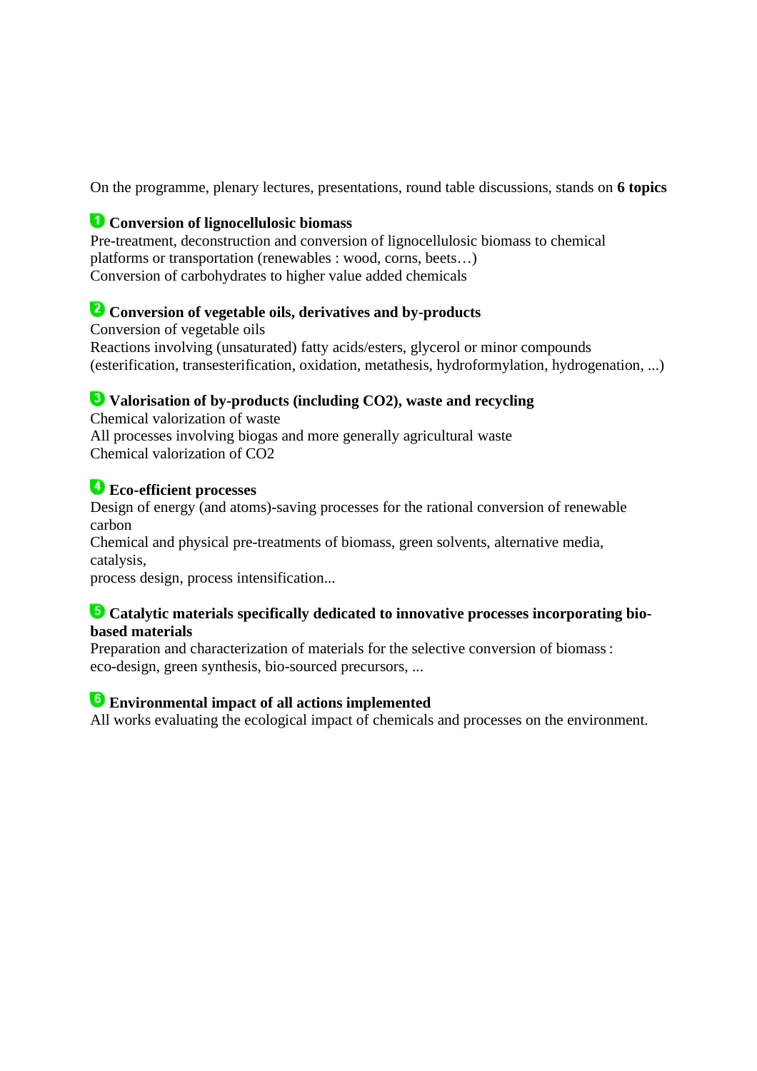On the programme, plenary lectures, presentations, round table discussions, stands on **6 topics**

**1 Conversion of lignocellulosic biomass**

Pre-treatment, deconstruction and conversion of lignocellulosic biomass to chemical platforms or transportation (renewables : wood, corns, beets…)
Conversion of carbohydrates to higher value added chemicals

**2 Conversion of vegetable oils, derivatives and by-products**

Conversion of vegetable oils
Reactions involving (unsaturated) fatty acids/esters, glycerol or minor compounds (esterification, transesterification, oxidation, metathesis, hydroformylation, hydrogenation, ...)

**3 Valorisation of by-products (including $CO_2$), waste and recycling**

Chemical valorization of waste
All processes involving biogas and more generally agricultural waste
Chemical valorization of $CO_2$

**4 Eco-efficient processes**

Design of energy (and atoms)-saving processes for the rational conversion of renewable carbon
Chemical and physical pre-treatments of biomass, green solvents, alternative media, catalysis,
process design, process intensification...

**5 Catalytic materials specifically dedicated to innovative processes incorporating bio-based materials**

Preparation and characterization of materials for the selective conversion of biomass : eco-design, green synthesis, bio-sourced precursors, ...

**6 Environmental impact of all actions implemented**

All works evaluating the ecological impact of chemicals and processes on the environment.